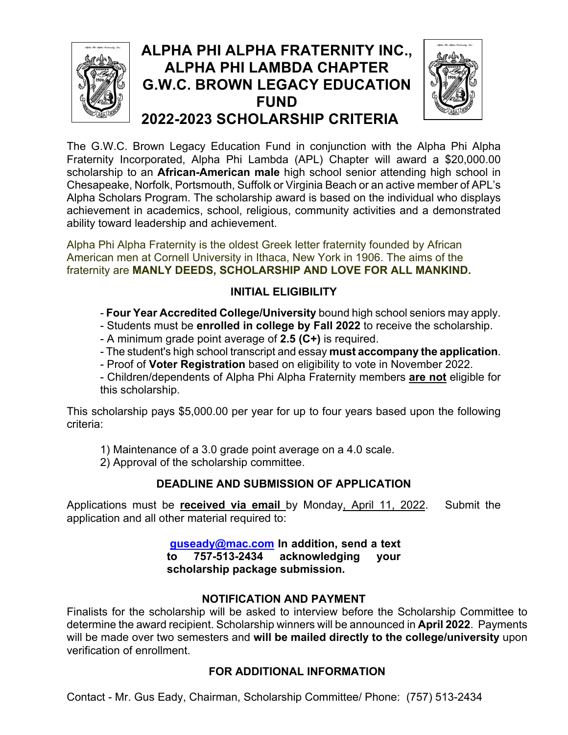# ALPHA PHI ALPHA FRATERNITY INC., ALPHA PHI LAMBDA CHAPTER G.W.C. BROWN LEGACY EDUCATION FUND 2022-2023 SCHOLARSHIP CRITERIA

The G.W.C. Brown Legacy Education Fund in conjunction with the Alpha Phi Alpha Fraternity Incorporated, Alpha Phi Lambda (APL) Chapter will award a $20,000.00 scholarship to an **African-American male** high school senior attending high school in Chesapeake, Norfolk, Portsmouth, Suffolk or Virginia Beach or an active member of APL's Alpha Scholars Program. The scholarship award is based on the individual who displays achievement in academics, school, religious, community activities and a demonstrated ability toward leadership and achievement.

Alpha Phi Alpha Fraternity is the oldest Greek letter fraternity founded by African American men at Cornell University in Ithaca, New York in 1906. The aims of the fraternity are **MANLY DEEDS, SCHOLARSHIP AND LOVE FOR ALL MANKIND.**

## INITIAL ELIGIBILITY

- **Four Year Accredited College/University** bound high school seniors may apply.
- Students must be **enrolled in college by Fall 2022** to receive the scholarship.
- A minimum grade point average of **2.5 (C+)** is required.
- The student's high school transcript and essay **must accompany the application**.
- Proof of **Voter Registration** based on eligibility to vote in November 2022.
- Children/dependents of Alpha Phi Alpha Fraternity members **are not** eligible for this scholarship.

This scholarship pays $5,000.00 per year for up to four years based upon the following criteria:

1) Maintenance of a 3.0 grade point average on a 4.0 scale.
2) Approval of the scholarship committee.

## DEADLINE AND SUBMISSION OF APPLICATION

Applications must be **received via email** by Monday, April 11, 2022. Submit the application and all other material required to:

**guseady@mac.com In addition, send a text to 757-513-2434 acknowledging your scholarship package submission.**

## NOTIFICATION AND PAYMENT

Finalists for the scholarship will be asked to interview before the Scholarship Committee to determine the award recipient. Scholarship winners will be announced in **April 2022**. Payments will be made over two semesters and **will be mailed directly to the college/university** upon verification of enrollment.

## FOR ADDITIONAL INFORMATION

Contact - Mr. Gus Eady, Chairman, Scholarship Committee/ Phone: (757) 513-2434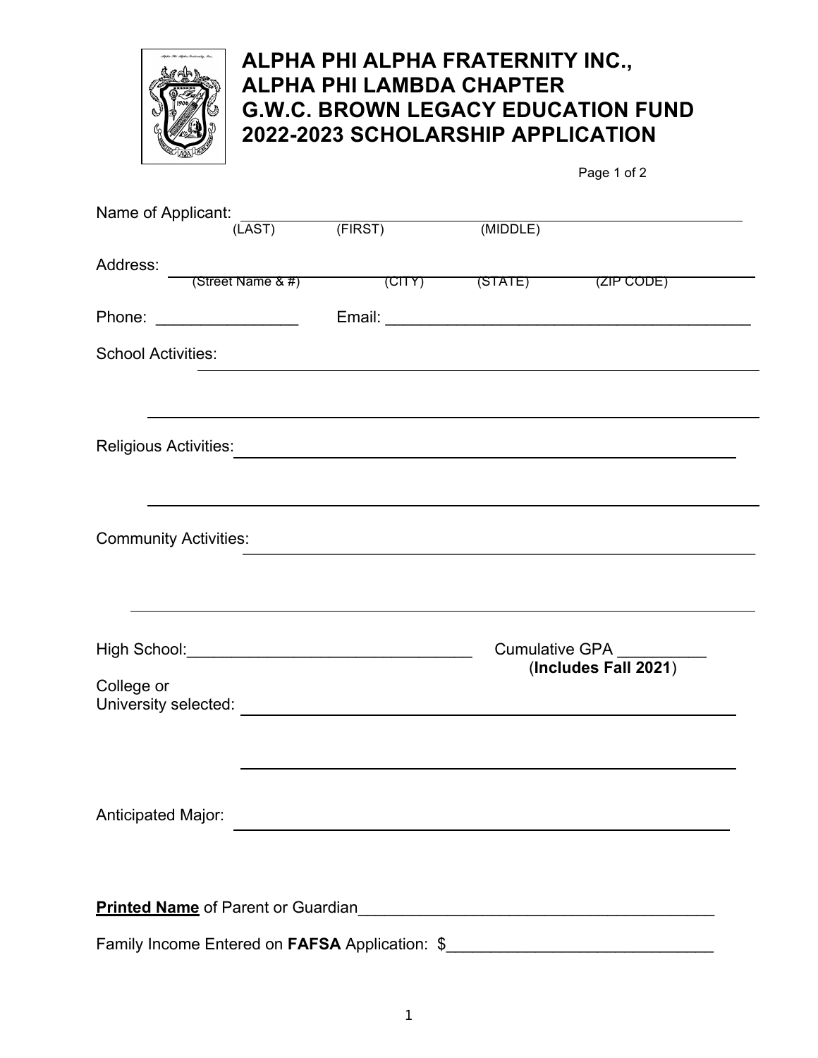# ALPHA PHI ALPHA FRATERNITY INC., ALPHA PHI LAMBDA CHAPTER G.W.C. BROWN LEGACY EDUCATION FUND 2022-2023 SCHOLARSHIP APPLICATION

Page 1 of 2

Name of Applicant: ____________________________________________
(LAST) (FIRST) (MIDDLE)

Address: ____________________________________________
(Street Name & #) (CITY) (STATE) (ZIP CODE)

Phone: ________________ Email: ________________________________________

School Activities: ____________________________________________

____________________________________________

Religious Activities: ____________________________________________

____________________________________________

Community Activities: ____________________________________________

____________________________________________

High School:________________________________ Cumulative GPA __________
(**Includes Fall 2021**)

College or
University selected: ____________________________________________

____________________________________________

Anticipated Major: ____________________________________________

**<u>Printed Name</u>** of Parent or Guardian________________________________________

Family Income Entered on **FAFSA** Application: $______________________________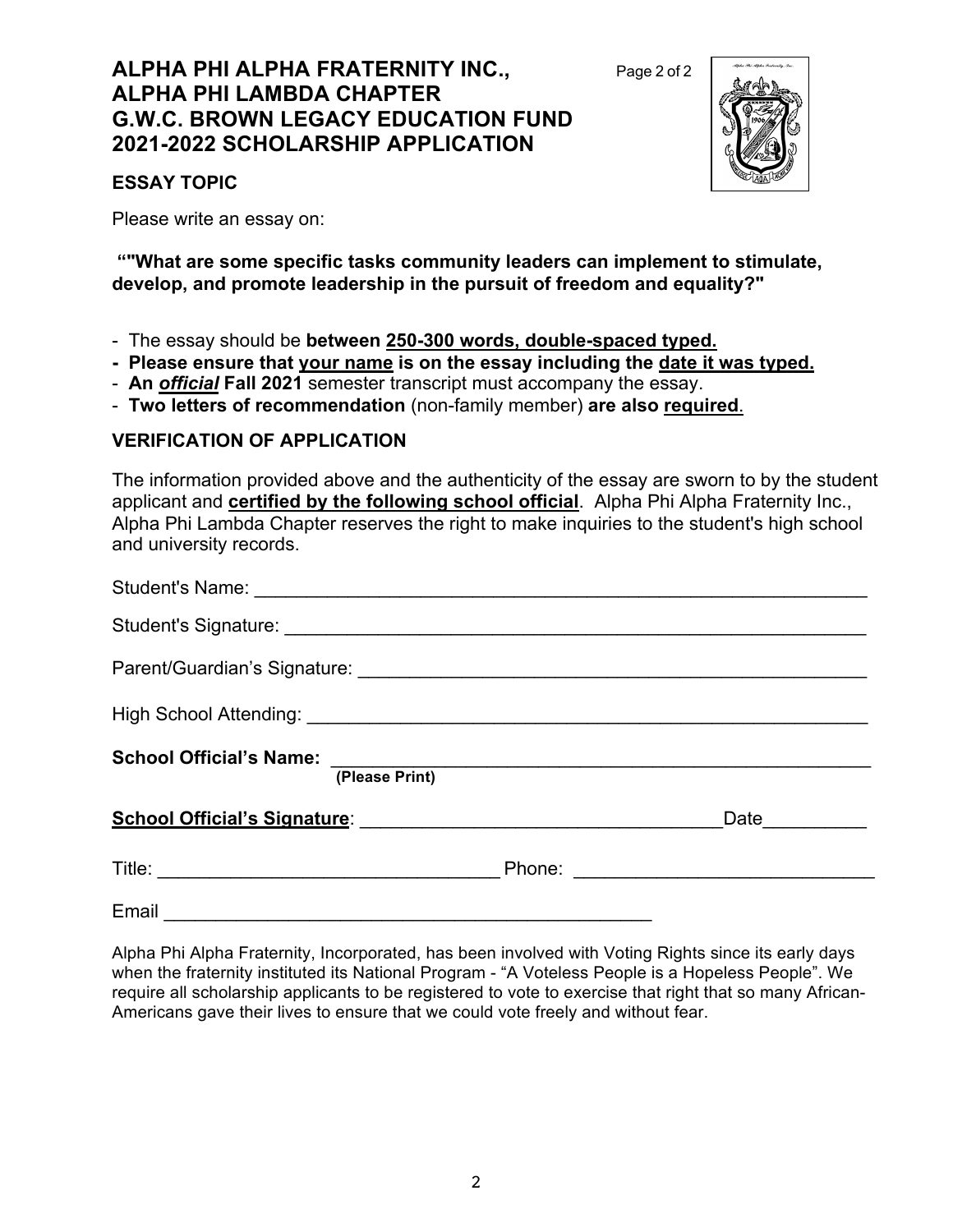# ALPHA PHI ALPHA FRATERNITY INC., ALPHA PHI LAMBDA CHAPTER G.W.C. BROWN LEGACY EDUCATION FUND 2021-2022 SCHOLARSHIP APPLICATION

## ESSAY TOPIC

Please write an essay on:

**""What are some specific tasks community leaders can implement to stimulate, develop, and promote leadership in the pursuit of freedom and equality?"**

- The essay should be **between <u>250-300 words, double-spaced typed.</u>**
- **Please ensure that <u>your name</u> is on the essay including the <u>date it was typed.</u>**
- **An <u>*official*</u> Fall 2021** semester transcript must accompany the essay.
- **Two letters of recommendation** (non-family member) **are also <u>required</u>**.

## VERIFICATION OF APPLICATION

The information provided above and the authenticity of the essay are sworn to by the student applicant and **<u>certified by the following school official</u>**. Alpha Phi Alpha Fraternity Inc., Alpha Phi Lambda Chapter reserves the right to make inquiries to the student's high school and university records.

Student's Name: ______________________________________________________________

Student's Signature: ___________________________________________________________

Parent/Guardian's Signature: ____________________________________________________

High School Attending: ________________________________________________________

**School Official's Name:** ______________________________________________________
**(Please Print)**

**<u>School Official's Signature</u>**: ___________________________________ Date__________

Title: _________________________________ Phone: _____________________________

Email _________________________________________________

Alpha Phi Alpha Fraternity, Incorporated, has been involved with Voting Rights since its early days when the fraternity instituted its National Program - "A Voteless People is a Hopeless People". We require all scholarship applicants to be registered to vote to exercise that right that so many African-Americans gave their lives to ensure that we could vote freely and without fear.